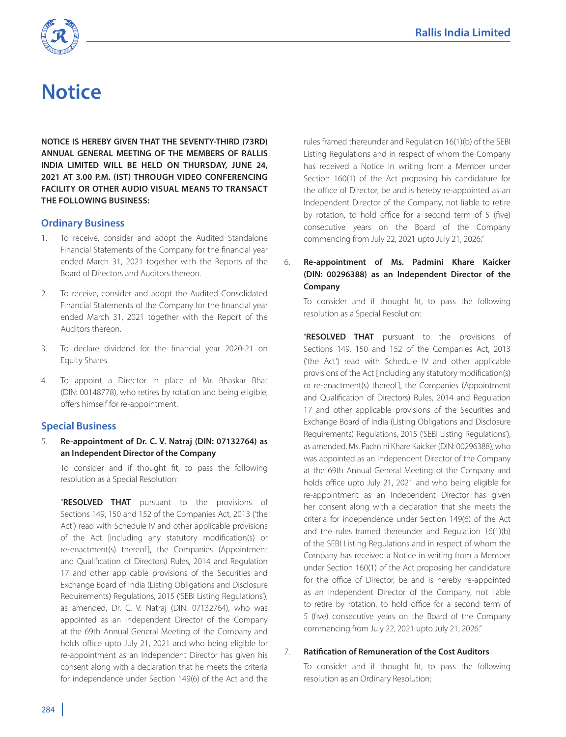# Notice

**NOTICE IS HEREBY GIVEN THAT THE SEVENTY-THIRD (73RD) ANNUAL GENERAL MEETING OF THE MEMBERS OF RALLIS INDIA LIMITED WILL BE HELD ON THURSDAY, JUNE 24, 2021 AT 3.00 P.M. (IST) THROUGH VIDEO CONFERENCING FACILITY OR OTHER AUDIO VISUAL MEANS TO TRANSACT THE FOLLOWING BUSINESS:**

## Ordinary Business

1. To receive, consider and adopt the Audited Standalone Financial Statements of the Company for the financial year ended March 31, 2021 together with the Reports of the Board of Directors and Auditors thereon.

2. To receive, consider and adopt the Audited Consolidated Financial Statements of the Company for the financial year ended March 31, 2021 together with the Report of the Auditors thereon.

3. To declare dividend for the financial year 2020-21 on Equity Shares.

4. To appoint a Director in place of Mr. Bhaskar Bhat (DIN: 00148778), who retires by rotation and being eligible, offers himself for re-appointment.

## Special Business

5. **Re-appointment of Dr. C. V. Natraj (DIN: 07132764) as an Independent Director of the Company**

   To consider and if thought fit, to pass the following resolution as a Special Resolution:

   "**RESOLVED THAT** pursuant to the provisions of Sections 149, 150 and 152 of the Companies Act, 2013 ('the Act') read with Schedule IV and other applicable provisions of the Act [including any statutory modification(s) or re-enactment(s) thereof], the Companies (Appointment and Qualification of Directors) Rules, 2014 and Regulation 17 and other applicable provisions of the Securities and Exchange Board of India (Listing Obligations and Disclosure Requirements) Regulations, 2015 ('SEBI Listing Regulations'), as amended, Dr. C. V. Natraj (DIN: 07132764), who was appointed as an Independent Director of the Company at the 69th Annual General Meeting of the Company and holds office upto July 21, 2021 and who being eligible for re-appointment as an Independent Director has given his consent along with a declaration that he meets the criteria for independence under Section 149(6) of the Act and the rules framed thereunder and Regulation 16(1)(b) of the SEBI Listing Regulations and in respect of whom the Company has received a Notice in writing from a Member under Section 160(1) of the Act proposing his candidature for the office of Director, be and is hereby re-appointed as an Independent Director of the Company, not liable to retire by rotation, to hold office for a second term of 5 (five) consecutive years on the Board of the Company commencing from July 22, 2021 upto July 21, 2026."

6. **Re-appointment of Ms. Padmini Khare Kaicker (DIN: 00296388) as an Independent Director of the Company**

   To consider and if thought fit, to pass the following resolution as a Special Resolution:

   "**RESOLVED THAT** pursuant to the provisions of Sections 149, 150 and 152 of the Companies Act, 2013 ('the Act') read with Schedule IV and other applicable provisions of the Act [including any statutory modification(s) or re-enactment(s) thereof], the Companies (Appointment and Qualification of Directors) Rules, 2014 and Regulation 17 and other applicable provisions of the Securities and Exchange Board of India (Listing Obligations and Disclosure Requirements) Regulations, 2015 ('SEBI Listing Regulations'), as amended, Ms. Padmini Khare Kaicker (DIN: 00296388), who was appointed as an Independent Director of the Company at the 69th Annual General Meeting of the Company and holds office upto July 21, 2021 and who being eligible for re-appointment as an Independent Director has given her consent along with a declaration that she meets the criteria for independence under Section 149(6) of the Act and the rules framed thereunder and Regulation 16(1)(b) of the SEBI Listing Regulations and in respect of whom the Company has received a Notice in writing from a Member under Section 160(1) of the Act proposing her candidature for the office of Director, be and is hereby re-appointed as an Independent Director of the Company, not liable to retire by rotation, to hold office for a second term of 5 (five) consecutive years on the Board of the Company commencing from July 22, 2021 upto July 21, 2026."

7. **Ratification of Remuneration of the Cost Auditors**

   To consider and if thought fit, to pass the following resolution as an Ordinary Resolution: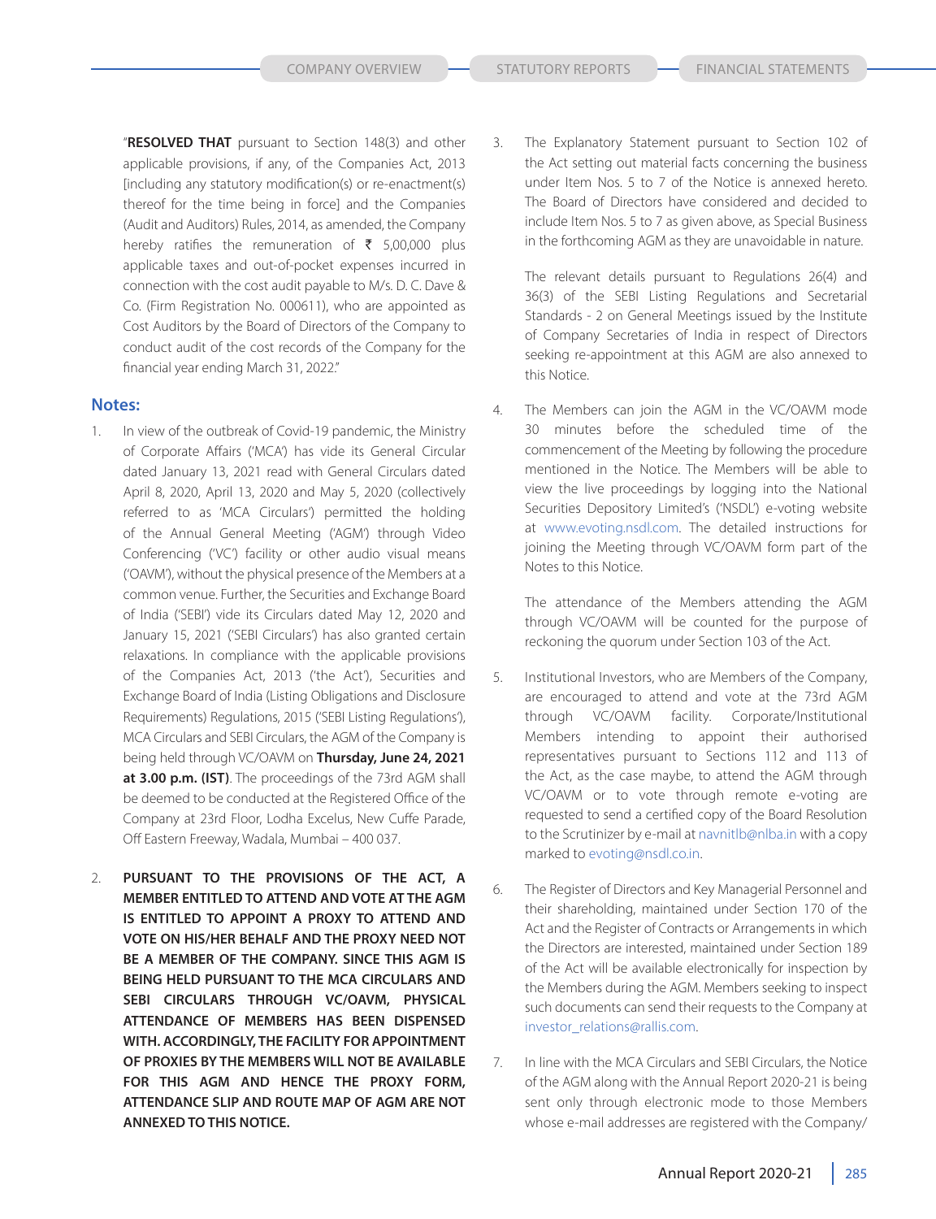"**RESOLVED THAT** pursuant to Section 148(3) and other applicable provisions, if any, of the Companies Act, 2013 [including any statutory modification(s) or re-enactment(s) thereof for the time being in force] and the Companies (Audit and Auditors) Rules, 2014, as amended, the Company hereby ratifies the remuneration of ₹ 5,00,000 plus applicable taxes and out-of-pocket expenses incurred in connection with the cost audit payable to M/s. D. C. Dave & Co. (Firm Registration No. 000611), who are appointed as Cost Auditors by the Board of Directors of the Company to conduct audit of the cost records of the Company for the financial year ending March 31, 2022."

## Notes:

1. In view of the outbreak of Covid-19 pandemic, the Ministry of Corporate Affairs ('MCA') has vide its General Circular dated January 13, 2021 read with General Circulars dated April 8, 2020, April 13, 2020 and May 5, 2020 (collectively referred to as 'MCA Circulars') permitted the holding of the Annual General Meeting ('AGM') through Video Conferencing ('VC') facility or other audio visual means ('OAVM'), without the physical presence of the Members at a common venue. Further, the Securities and Exchange Board of India ('SEBI') vide its Circulars dated May 12, 2020 and January 15, 2021 ('SEBI Circulars') has also granted certain relaxations. In compliance with the applicable provisions of the Companies Act, 2013 ('the Act'), Securities and Exchange Board of India (Listing Obligations and Disclosure Requirements) Regulations, 2015 ('SEBI Listing Regulations'), MCA Circulars and SEBI Circulars, the AGM of the Company is being held through VC/OAVM on **Thursday, June 24, 2021 at 3.00 p.m. (IST)**. The proceedings of the 73rd AGM shall be deemed to be conducted at the Registered Office of the Company at 23rd Floor, Lodha Excelus, New Cuffe Parade, Off Eastern Freeway, Wadala, Mumbai – 400 037.

2. **PURSUANT TO THE PROVISIONS OF THE ACT, A MEMBER ENTITLED TO ATTEND AND VOTE AT THE AGM IS ENTITLED TO APPOINT A PROXY TO ATTEND AND VOTE ON HIS/HER BEHALF AND THE PROXY NEED NOT BE A MEMBER OF THE COMPANY. SINCE THIS AGM IS BEING HELD PURSUANT TO THE MCA CIRCULARS AND SEBI CIRCULARS THROUGH VC/OAVM, PHYSICAL ATTENDANCE OF MEMBERS HAS BEEN DISPENSED WITH. ACCORDINGLY, THE FACILITY FOR APPOINTMENT OF PROXIES BY THE MEMBERS WILL NOT BE AVAILABLE FOR THIS AGM AND HENCE THE PROXY FORM, ATTENDANCE SLIP AND ROUTE MAP OF AGM ARE NOT ANNEXED TO THIS NOTICE.**

3. The Explanatory Statement pursuant to Section 102 of the Act setting out material facts concerning the business under Item Nos. 5 to 7 of the Notice is annexed hereto. The Board of Directors have considered and decided to include Item Nos. 5 to 7 as given above, as Special Business in the forthcoming AGM as they are unavoidable in nature.

   The relevant details pursuant to Regulations 26(4) and 36(3) of the SEBI Listing Regulations and Secretarial Standards - 2 on General Meetings issued by the Institute of Company Secretaries of India in respect of Directors seeking re-appointment at this AGM are also annexed to this Notice.

4. The Members can join the AGM in the VC/OAVM mode 30 minutes before the scheduled time of the commencement of the Meeting by following the procedure mentioned in the Notice. The Members will be able to view the live proceedings by logging into the National Securities Depository Limited's ('NSDL') e-voting website at www.evoting.nsdl.com. The detailed instructions for joining the Meeting through VC/OAVM form part of the Notes to this Notice.

   The attendance of the Members attending the AGM through VC/OAVM will be counted for the purpose of reckoning the quorum under Section 103 of the Act.

5. Institutional Investors, who are Members of the Company, are encouraged to attend and vote at the 73rd AGM through VC/OAVM facility. Corporate/Institutional Members intending to appoint their authorised representatives pursuant to Sections 112 and 113 of the Act, as the case maybe, to attend the AGM through VC/OAVM or to vote through remote e-voting are requested to send a certified copy of the Board Resolution to the Scrutinizer by e-mail at navnitlb@nlba.in with a copy marked to evoting@nsdl.co.in.

6. The Register of Directors and Key Managerial Personnel and their shareholding, maintained under Section 170 of the Act and the Register of Contracts or Arrangements in which the Directors are interested, maintained under Section 189 of the Act will be available electronically for inspection by the Members during the AGM. Members seeking to inspect such documents can send their requests to the Company at investor_relations@rallis.com.

7. In line with the MCA Circulars and SEBI Circulars, the Notice of the AGM along with the Annual Report 2020-21 is being sent only through electronic mode to those Members whose e-mail addresses are registered with the Company/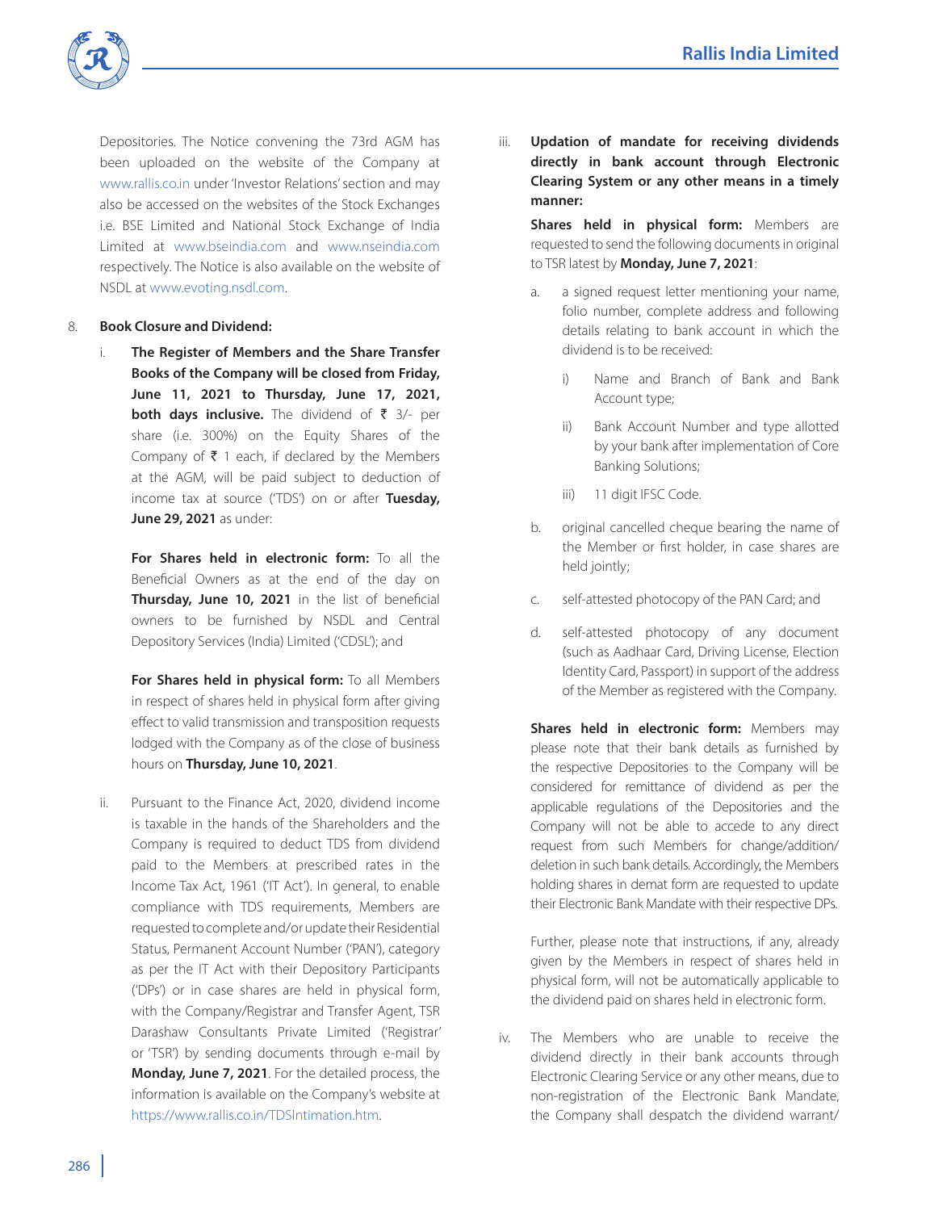Depositories. The Notice convening the 73rd AGM has been uploaded on the website of the Company at www.rallis.co.in under 'Investor Relations' section and may also be accessed on the websites of the Stock Exchanges i.e. BSE Limited and National Stock Exchange of India Limited at www.bseindia.com and www.nseindia.com respectively. The Notice is also available on the website of NSDL at www.evoting.nsdl.com.

8. **Book Closure and Dividend:**

   i. **The Register of Members and the Share Transfer Books of the Company will be closed from Friday, June 11, 2021 to Thursday, June 17, 2021, both days inclusive.** The dividend of ₹ 3/- per share (i.e. 300%) on the Equity Shares of the Company of ₹ 1 each, if declared by the Members at the AGM, will be paid subject to deduction of income tax at source ('TDS') on or after **Tuesday, June 29, 2021** as under:

      **For Shares held in electronic form:** To all the Beneficial Owners as at the end of the day on **Thursday, June 10, 2021** in the list of beneficial owners to be furnished by NSDL and Central Depository Services (India) Limited ('CDSL'); and

      **For Shares held in physical form:** To all Members in respect of shares held in physical form after giving effect to valid transmission and transposition requests lodged with the Company as of the close of business hours on **Thursday, June 10, 2021**.

   ii. Pursuant to the Finance Act, 2020, dividend income is taxable in the hands of the Shareholders and the Company is required to deduct TDS from dividend paid to the Members at prescribed rates in the Income Tax Act, 1961 ('IT Act'). In general, to enable compliance with TDS requirements, Members are requested to complete and/or update their Residential Status, Permanent Account Number ('PAN'), category as per the IT Act with their Depository Participants ('DPs') or in case shares are held in physical form, with the Company/Registrar and Transfer Agent, TSR Darashaw Consultants Private Limited ('Registrar' or 'TSR') by sending documents through e-mail by **Monday, June 7, 2021**. For the detailed process, the information is available on the Company's website at https://www.rallis.co.in/TDSIntimation.htm.

   iii. **Updation of mandate for receiving dividends directly in bank account through Electronic Clearing System or any other means in a timely manner:**

      **Shares held in physical form:** Members are requested to send the following documents in original to TSR latest by **Monday, June 7, 2021**:

      a. a signed request letter mentioning your name, folio number, complete address and following details relating to bank account in which the dividend is to be received:

         i) Name and Branch of Bank and Bank Account type;

         ii) Bank Account Number and type allotted by your bank after implementation of Core Banking Solutions;

         iii) 11 digit IFSC Code.

      b. original cancelled cheque bearing the name of the Member or first holder, in case shares are held jointly;

      c. self-attested photocopy of the PAN Card; and

      d. self-attested photocopy of any document (such as Aadhaar Card, Driving License, Election Identity Card, Passport) in support of the address of the Member as registered with the Company.

      **Shares held in electronic form:** Members may please note that their bank details as furnished by the respective Depositories to the Company will be considered for remittance of dividend as per the applicable regulations of the Depositories and the Company will not be able to accede to any direct request from such Members for change/addition/deletion in such bank details. Accordingly, the Members holding shares in demat form are requested to update their Electronic Bank Mandate with their respective DPs.

      Further, please note that instructions, if any, already given by the Members in respect of shares held in physical form, will not be automatically applicable to the dividend paid on shares held in electronic form.

   iv. The Members who are unable to receive the dividend directly in their bank accounts through Electronic Clearing Service or any other means, due to non-registration of the Electronic Bank Mandate, the Company shall despatch the dividend warrant/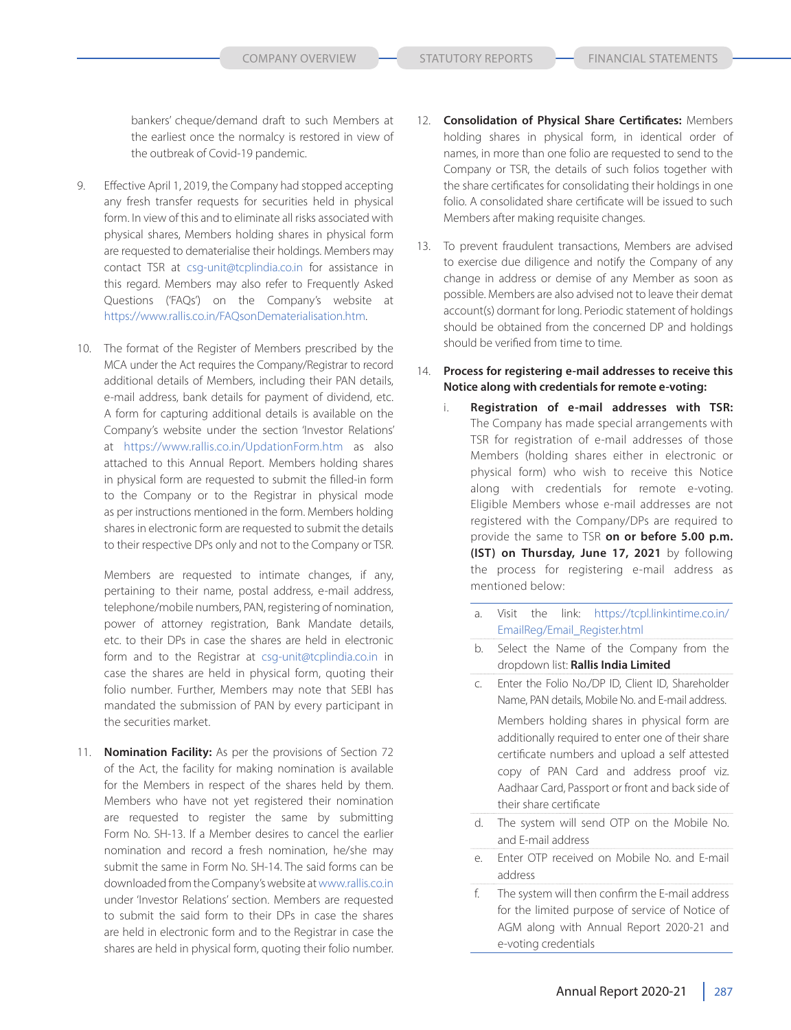bankers' cheque/demand draft to such Members at the earliest once the normalcy is restored in view of the outbreak of Covid-19 pandemic.

9. Effective April 1, 2019, the Company had stopped accepting any fresh transfer requests for securities held in physical form. In view of this and to eliminate all risks associated with physical shares, Members holding shares in physical form are requested to dematerialise their holdings. Members may contact TSR at csg-unit@tcplindia.co.in for assistance in this regard. Members may also refer to Frequently Asked Questions ('FAQs') on the Company's website at https://www.rallis.co.in/FAQsonDematerialisation.htm.

10. The format of the Register of Members prescribed by the MCA under the Act requires the Company/Registrar to record additional details of Members, including their PAN details, e-mail address, bank details for payment of dividend, etc. A form for capturing additional details is available on the Company's website under the section 'Investor Relations' at https://www.rallis.co.in/UpdationForm.htm as also attached to this Annual Report. Members holding shares in physical form are requested to submit the filled-in form to the Company or to the Registrar in physical mode as per instructions mentioned in the form. Members holding shares in electronic form are requested to submit the details to their respective DPs only and not to the Company or TSR.

    Members are requested to intimate changes, if any, pertaining to their name, postal address, e-mail address, telephone/mobile numbers, PAN, registering of nomination, power of attorney registration, Bank Mandate details, etc. to their DPs in case the shares are held in electronic form and to the Registrar at csg-unit@tcplindia.co.in in case the shares are held in physical form, quoting their folio number. Further, Members may note that SEBI has mandated the submission of PAN by every participant in the securities market.

11. **Nomination Facility:** As per the provisions of Section 72 of the Act, the facility for making nomination is available for the Members in respect of the shares held by them. Members who have not yet registered their nomination are requested to register the same by submitting Form No. SH-13. If a Member desires to cancel the earlier nomination and record a fresh nomination, he/she may submit the same in Form No. SH-14. The said forms can be downloaded from the Company's website at www.rallis.co.in under 'Investor Relations' section. Members are requested to submit the said form to their DPs in case the shares are held in electronic form and to the Registrar in case the shares are held in physical form, quoting their folio number.

12. **Consolidation of Physical Share Certificates:** Members holding shares in physical form, in identical order of names, in more than one folio are requested to send to the Company or TSR, the details of such folios together with the share certificates for consolidating their holdings in one folio. A consolidated share certificate will be issued to such Members after making requisite changes.

13. To prevent fraudulent transactions, Members are advised to exercise due diligence and notify the Company of any change in address or demise of any Member as soon as possible. Members are also advised not to leave their demat account(s) dormant for long. Periodic statement of holdings should be obtained from the concerned DP and holdings should be verified from time to time.

14. **Process for registering e-mail addresses to receive this Notice along with credentials for remote e-voting:**

    i. **Registration of e-mail addresses with TSR:** The Company has made special arrangements with TSR for registration of e-mail addresses of those Members (holding shares either in electronic or physical form) who wish to receive this Notice along with credentials for remote e-voting. Eligible Members whose e-mail addresses are not registered with the Company/DPs are required to provide the same to TSR **on or before 5.00 p.m. (IST) on Thursday, June 17, 2021** by following the process for registering e-mail address as mentioned below:

    a. Visit the link: https://tcpl.linkintime.co.in/EmailReg/Email_Register.html
    b. Select the Name of the Company from the dropdown list: **Rallis India Limited**
    c. Enter the Folio No./DP ID, Client ID, Shareholder Name, PAN details, Mobile No. and E-mail address.

       Members holding shares in physical form are additionally required to enter one of their share certificate numbers and upload a self attested copy of PAN Card and address proof viz. Aadhaar Card, Passport or front and back side of their share certificate
    d. The system will send OTP on the Mobile No. and E-mail address
    e. Enter OTP received on Mobile No. and E-mail address
    f. The system will then confirm the E-mail address for the limited purpose of service of Notice of AGM along with Annual Report 2020-21 and e-voting credentials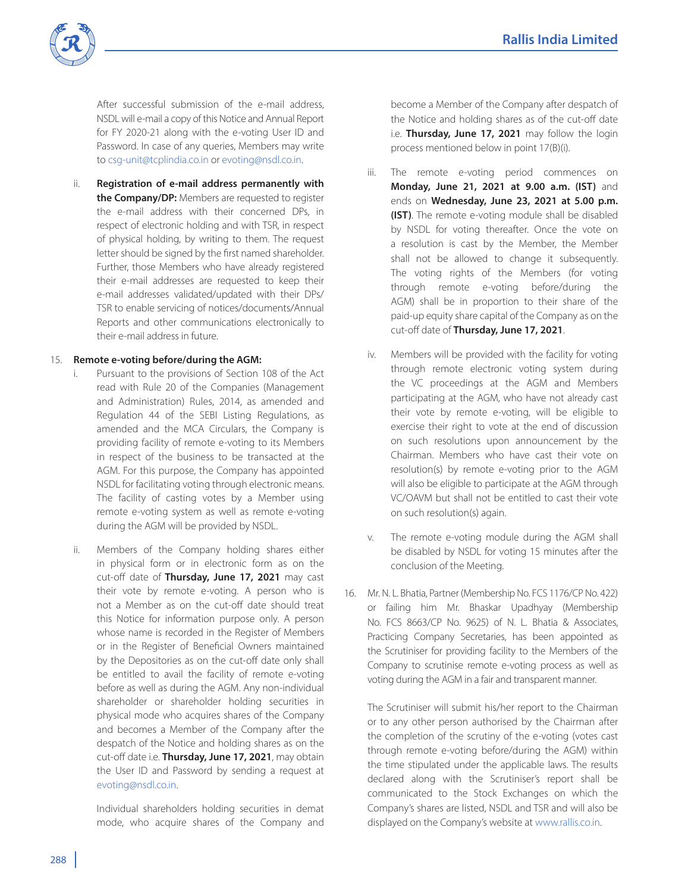After successful submission of the e-mail address, NSDL will e-mail a copy of this Notice and Annual Report for FY 2020-21 along with the e-voting User ID and Password. In case of any queries, Members may write to csg-unit@tcplindia.co.in or evoting@nsdl.co.in.

ii. **Registration of e-mail address permanently with the Company/DP:** Members are requested to register the e-mail address with their concerned DPs, in respect of electronic holding and with TSR, in respect of physical holding, by writing to them. The request letter should be signed by the first named shareholder. Further, those Members who have already registered their e-mail addresses are requested to keep their e-mail addresses validated/updated with their DPs/ TSR to enable servicing of notices/documents/Annual Reports and other communications electronically to their e-mail address in future.

15. **Remote e-voting before/during the AGM:**

i. Pursuant to the provisions of Section 108 of the Act read with Rule 20 of the Companies (Management and Administration) Rules, 2014, as amended and Regulation 44 of the SEBI Listing Regulations, as amended and the MCA Circulars, the Company is providing facility of remote e-voting to its Members in respect of the business to be transacted at the AGM. For this purpose, the Company has appointed NSDL for facilitating voting through electronic means. The facility of casting votes by a Member using remote e-voting system as well as remote e-voting during the AGM will be provided by NSDL.

ii. Members of the Company holding shares either in physical form or in electronic form as on the cut-off date of **Thursday, June 17, 2021** may cast their vote by remote e-voting. A person who is not a Member as on the cut-off date should treat this Notice for information purpose only. A person whose name is recorded in the Register of Members or in the Register of Beneficial Owners maintained by the Depositories as on the cut-off date only shall be entitled to avail the facility of remote e-voting before as well as during the AGM. Any non-individual shareholder or shareholder holding securities in physical mode who acquires shares of the Company and becomes a Member of the Company after the despatch of the Notice and holding shares as on the cut-off date i.e. **Thursday, June 17, 2021**, may obtain the User ID and Password by sending a request at evoting@nsdl.co.in.

Individual shareholders holding securities in demat mode, who acquire shares of the Company and become a Member of the Company after despatch of the Notice and holding shares as of the cut-off date i.e. **Thursday, June 17, 2021** may follow the login process mentioned below in point 17(B)(i).

iii. The remote e-voting period commences on **Monday, June 21, 2021 at 9.00 a.m. (IST)** and ends on **Wednesday, June 23, 2021 at 5.00 p.m. (IST)**. The remote e-voting module shall be disabled by NSDL for voting thereafter. Once the vote on a resolution is cast by the Member, the Member shall not be allowed to change it subsequently. The voting rights of the Members (for voting through remote e-voting before/during the AGM) shall be in proportion to their share of the paid-up equity share capital of the Company as on the cut-off date of **Thursday, June 17, 2021**.

iv. Members will be provided with the facility for voting through remote electronic voting system during the VC proceedings at the AGM and Members participating at the AGM, who have not already cast their vote by remote e-voting, will be eligible to exercise their right to vote at the end of discussion on such resolutions upon announcement by the Chairman. Members who have cast their vote on resolution(s) by remote e-voting prior to the AGM will also be eligible to participate at the AGM through VC/OAVM but shall not be entitled to cast their vote on such resolution(s) again.

v. The remote e-voting module during the AGM shall be disabled by NSDL for voting 15 minutes after the conclusion of the Meeting.

16. Mr. N. L. Bhatia, Partner (Membership No. FCS 1176/CP No. 422) or failing him Mr. Bhaskar Upadhyay (Membership No. FCS 8663/CP No. 9625) of N. L. Bhatia & Associates, Practicing Company Secretaries, has been appointed as the Scrutiniser for providing facility to the Members of the Company to scrutinise remote e-voting process as well as voting during the AGM in a fair and transparent manner.

The Scrutiniser will submit his/her report to the Chairman or to any other person authorised by the Chairman after the completion of the scrutiny of the e-voting (votes cast through remote e-voting before/during the AGM) within the time stipulated under the applicable laws. The results declared along with the Scrutiniser's report shall be communicated to the Stock Exchanges on which the Company's shares are listed, NSDL and TSR and will also be displayed on the Company's website at www.rallis.co.in.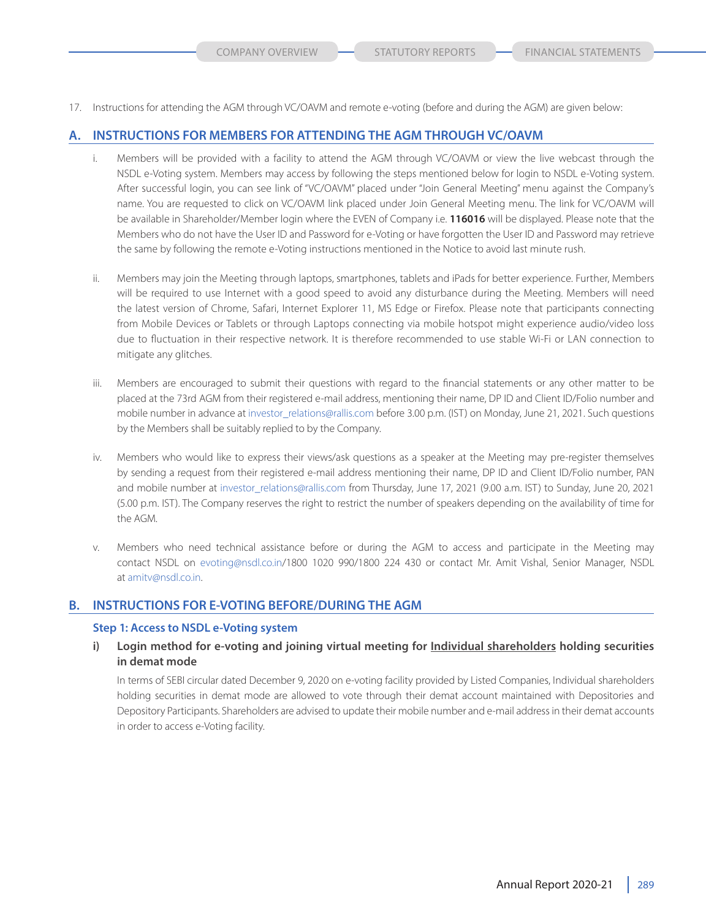17. Instructions for attending the AGM through VC/OAVM and remote e-voting (before and during the AGM) are given below:

## A. INSTRUCTIONS FOR MEMBERS FOR ATTENDING THE AGM THROUGH VC/OAVM

i. Members will be provided with a facility to attend the AGM through VC/OAVM or view the live webcast through the NSDL e-Voting system. Members may access by following the steps mentioned below for login to NSDL e-Voting system. After successful login, you can see link of "VC/OAVM" placed under "Join General Meeting" menu against the Company's name. You are requested to click on VC/OAVM link placed under Join General Meeting menu. The link for VC/OAVM will be available in Shareholder/Member login where the EVEN of Company i.e. **116016** will be displayed. Please note that the Members who do not have the User ID and Password for e-Voting or have forgotten the User ID and Password may retrieve the same by following the remote e-Voting instructions mentioned in the Notice to avoid last minute rush.

ii. Members may join the Meeting through laptops, smartphones, tablets and iPads for better experience. Further, Members will be required to use Internet with a good speed to avoid any disturbance during the Meeting. Members will need the latest version of Chrome, Safari, Internet Explorer 11, MS Edge or Firefox. Please note that participants connecting from Mobile Devices or Tablets or through Laptops connecting via mobile hotspot might experience audio/video loss due to fluctuation in their respective network. It is therefore recommended to use stable Wi-Fi or LAN connection to mitigate any glitches.

iii. Members are encouraged to submit their questions with regard to the financial statements or any other matter to be placed at the 73rd AGM from their registered e-mail address, mentioning their name, DP ID and Client ID/Folio number and mobile number in advance at investor_relations@rallis.com before 3.00 p.m. (IST) on Monday, June 21, 2021. Such questions by the Members shall be suitably replied to by the Company.

iv. Members who would like to express their views/ask questions as a speaker at the Meeting may pre-register themselves by sending a request from their registered e-mail address mentioning their name, DP ID and Client ID/Folio number, PAN and mobile number at investor_relations@rallis.com from Thursday, June 17, 2021 (9.00 a.m. IST) to Sunday, June 20, 2021 (5.00 p.m. IST). The Company reserves the right to restrict the number of speakers depending on the availability of time for the AGM.

v. Members who need technical assistance before or during the AGM to access and participate in the Meeting may contact NSDL on evoting@nsdl.co.in/1800 1020 990/1800 224 430 or contact Mr. Amit Vishal, Senior Manager, NSDL at amitv@nsdl.co.in.

## B. INSTRUCTIONS FOR E-VOTING BEFORE/DURING THE AGM

### Step 1: Access to NSDL e-Voting system

#### i) Login method for e-voting and joining virtual meeting for Individual shareholders holding securities in demat mode

In terms of SEBI circular dated December 9, 2020 on e-voting facility provided by Listed Companies, Individual shareholders holding securities in demat mode are allowed to vote through their demat account maintained with Depositories and Depository Participants. Shareholders are advised to update their mobile number and e-mail address in their demat accounts in order to access e-Voting facility.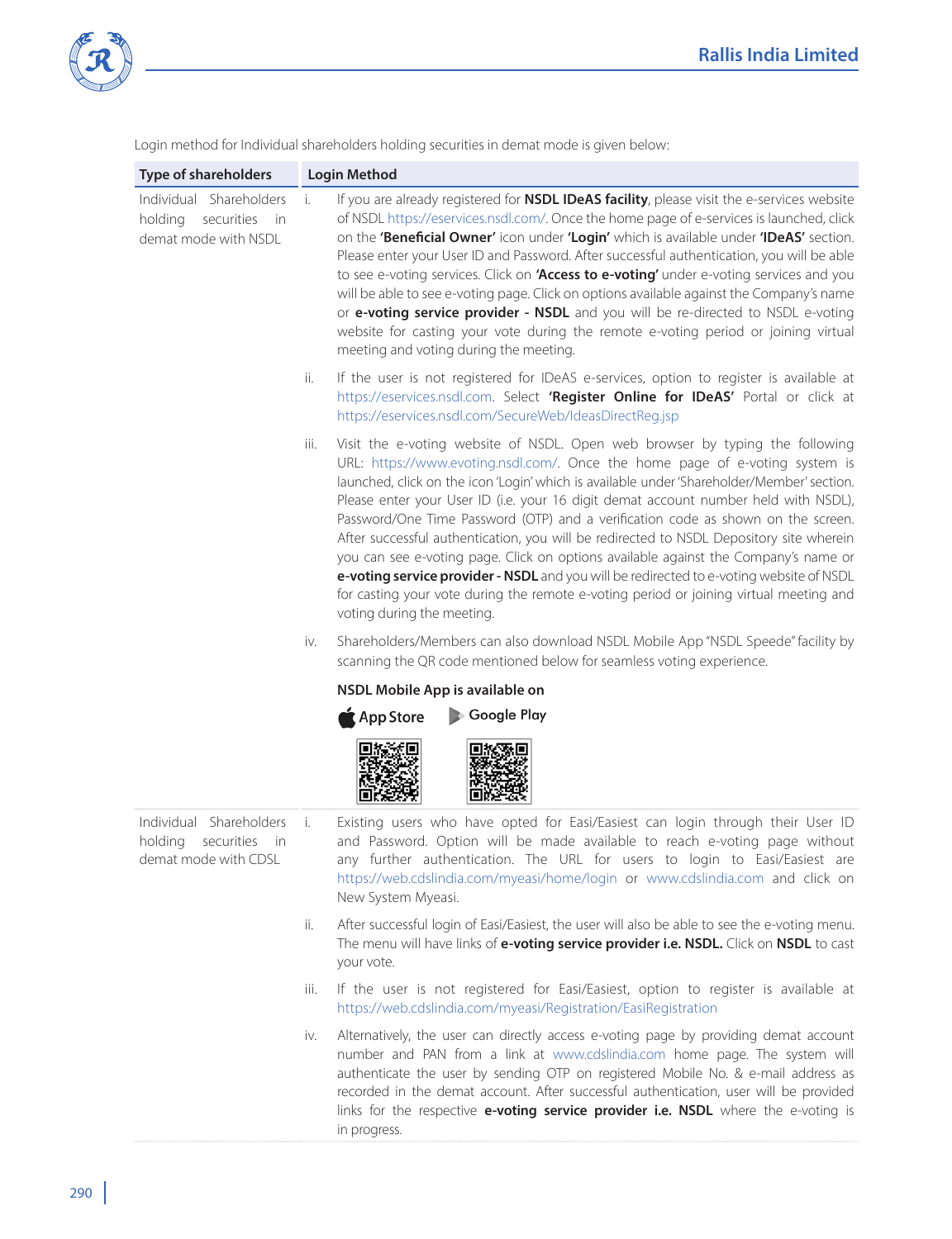Login method for Individual shareholders holding securities in demat mode is given below:

| Type of shareholders | Login Method |
| --- | --- |
| Individual Shareholders holding securities in demat mode with NSDL | i. If you are already registered for **NSDL IDeAS facility**, please visit the e-services website of NSDL https://eservices.nsdl.com/. Once the home page of e-services is launched, click on the **'Beneficial Owner'** icon under **'Login'** which is available under **'IDeAS'** section. Please enter your User ID and Password. After successful authentication, you will be able to see e-voting services. Click on **'Access to e-voting'** under e-voting services and you will be able to see e-voting page. Click on options available against the Company's name or **e-voting service provider - NSDL** and you will be re-directed to NSDL e-voting website for casting your vote during the remote e-voting period or joining virtual meeting and voting during the meeting.<br><br>ii. If the user is not registered for IDeAS e-services, option to register is available at https://eservices.nsdl.com. Select **'Register Online for IDeAS'** Portal or click at https://eservices.nsdl.com/SecureWeb/IdeasDirectReg.jsp<br><br>iii. Visit the e-voting website of NSDL. Open web browser by typing the following URL: https://www.evoting.nsdl.com/. Once the home page of e-voting system is launched, click on the icon 'Login' which is available under 'Shareholder/Member' section. Please enter your User ID (i.e. your 16 digit demat account number held with NSDL), Password/One Time Password (OTP) and a verification code as shown on the screen. After successful authentication, you will be redirected to NSDL Depository site wherein you can see e-voting page. Click on options available against the Company's name or **e-voting service provider - NSDL** and you will be redirected to e-voting website of NSDL for casting your vote during the remote e-voting period or joining virtual meeting and voting during the meeting.<br><br>iv. Shareholders/Members can also download NSDL Mobile App "NSDL Speede" facility by scanning the QR code mentioned below for seamless voting experience.<br><br>**NSDL Mobile App is available on**<br>App Store    Google Play |
| Individual Shareholders holding securities in demat mode with CDSL | i. Existing users who have opted for Easi/Easiest can login through their User ID and Password. Option will be made available to reach e-voting page without any further authentication. The URL for users to login to Easi/Easiest are https://web.cdslindia.com/myeasi/home/login or www.cdslindia.com and click on New System Myeasi.<br><br>ii. After successful login of Easi/Easiest, the user will also be able to see the e-voting menu. The menu will have links of **e-voting service provider i.e. NSDL.** Click on **NSDL** to cast your vote.<br><br>iii. If the user is not registered for Easi/Easiest, option to register is available at https://web.cdslindia.com/myeasi/Registration/EasiRegistration<br><br>iv. Alternatively, the user can directly access e-voting page by providing demat account number and PAN from a link at www.cdslindia.com home page. The system will authenticate the user by sending OTP on registered Mobile No. & e-mail address as recorded in the demat account. After successful authentication, user will be provided links for the respective **e-voting service provider i.e. NSDL** where the e-voting is in progress. |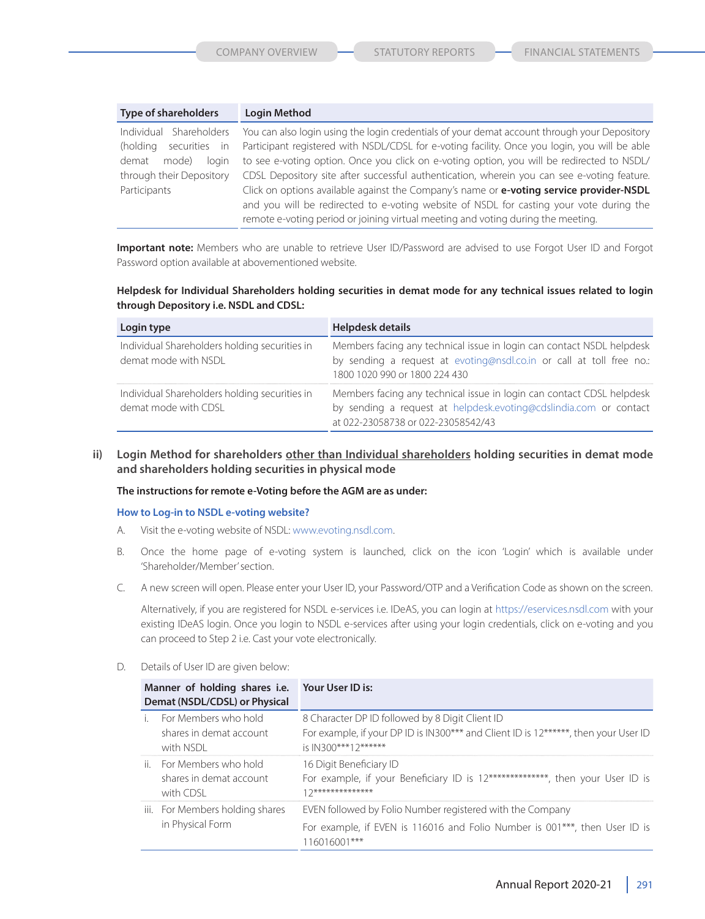| Type of shareholders | Login Method |
| --- | --- |
| Individual Shareholders (holding securities in demat mode) login through their Depository Participants | You can also login using the login credentials of your demat account through your Depository Participant registered with NSDL/CDSL for e-voting facility. Once you login, you will be able to see e-voting option. Once you click on e-voting option, you will be redirected to NSDL/CDSL Depository site after successful authentication, wherein you can see e-voting feature. Click on options available against the Company's name or **e-voting service provider-NSDL** and you will be redirected to e-voting website of NSDL for casting your vote during the remote e-voting period or joining virtual meeting and voting during the meeting. |

**Important note:** Members who are unable to retrieve User ID/Password are advised to use Forgot User ID and Forgot Password option available at abovementioned website.

**Helpdesk for Individual Shareholders holding securities in demat mode for any technical issues related to login through Depository i.e. NSDL and CDSL:**

| Login type | Helpdesk details |
| --- | --- |
| Individual Shareholders holding securities in demat mode with NSDL | Members facing any technical issue in login can contact NSDL helpdesk by sending a request at evoting@nsdl.co.in or call at toll free no.: 1800 1020 990 or 1800 224 430 |
| Individual Shareholders holding securities in demat mode with CDSL | Members facing any technical issue in login can contact CDSL helpdesk by sending a request at helpdesk.evoting@cdslindia.com or contact at 022-23058738 or 022-23058542/43 |

## ii) Login Method for shareholders other than Individual shareholders holding securities in demat mode and shareholders holding securities in physical mode

**The instructions for remote e-Voting before the AGM are as under:**

### How to Log-in to NSDL e-voting website?

A. Visit the e-voting website of NSDL: www.evoting.nsdl.com.

B. Once the home page of e-voting system is launched, click on the icon 'Login' which is available under 'Shareholder/Member' section.

C. A new screen will open. Please enter your User ID, your Password/OTP and a Verification Code as shown on the screen.

Alternatively, if you are registered for NSDL e-services i.e. IDeAS, you can login at https://eservices.nsdl.com with your existing IDeAS login. Once you login to NSDL e-services after using your login credentials, click on e-voting and you can proceed to Step 2 i.e. Cast your vote electronically.

D. Details of User ID are given below:

| Manner of holding shares i.e. Demat (NSDL/CDSL) or Physical | Your User ID is: |
| --- | --- |
| i. For Members who hold shares in demat account with NSDL | 8 Character DP ID followed by 8 Digit Client ID<br>For example, if your DP ID is IN300*** and Client ID is 12******, then your User ID is IN300***12****** |
| ii. For Members who hold shares in demat account with CDSL | 16 Digit Beneficiary ID<br>For example, if your Beneficiary ID is 12**************, then your User ID is 12************** |
| iii. For Members holding shares in Physical Form | EVEN followed by Folio Number registered with the Company<br>For example, if EVEN is 116016 and Folio Number is 001***, then User ID is 116016001*** |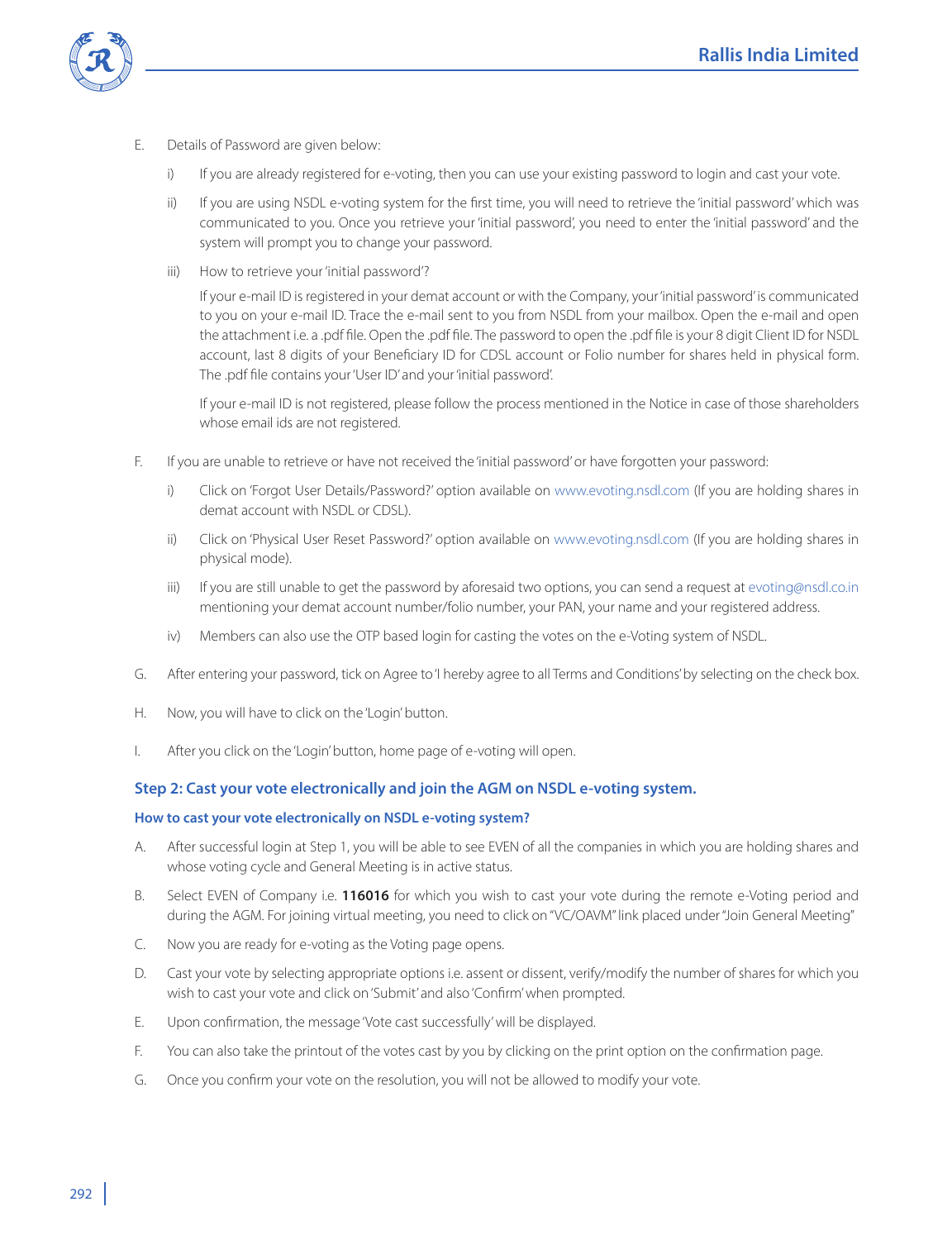E. Details of Password are given below:

   i) If you are already registered for e-voting, then you can use your existing password to login and cast your vote.

   ii) If you are using NSDL e-voting system for the first time, you will need to retrieve the 'initial password' which was communicated to you. Once you retrieve your 'initial password', you need to enter the 'initial password' and the system will prompt you to change your password.

   iii) How to retrieve your 'initial password'?

   If your e-mail ID is registered in your demat account or with the Company, your 'initial password' is communicated to you on your e-mail ID. Trace the e-mail sent to you from NSDL from your mailbox. Open the e-mail and open the attachment i.e. a .pdf file. Open the .pdf file. The password to open the .pdf file is your 8 digit Client ID for NSDL account, last 8 digits of your Beneficiary ID for CDSL account or Folio number for shares held in physical form. The .pdf file contains your 'User ID' and your 'initial password'.

   If your e-mail ID is not registered, please follow the process mentioned in the Notice in case of those shareholders whose email ids are not registered.

F. If you are unable to retrieve or have not received the 'initial password' or have forgotten your password:

   i) Click on 'Forgot User Details/Password?' option available on www.evoting.nsdl.com (If you are holding shares in demat account with NSDL or CDSL).

   ii) Click on 'Physical User Reset Password?' option available on www.evoting.nsdl.com (If you are holding shares in physical mode).

   iii) If you are still unable to get the password by aforesaid two options, you can send a request at evoting@nsdl.co.in mentioning your demat account number/folio number, your PAN, your name and your registered address.

   iv) Members can also use the OTP based login for casting the votes on the e-Voting system of NSDL.

G. After entering your password, tick on Agree to 'I hereby agree to all Terms and Conditions' by selecting on the check box.

H. Now, you will have to click on the 'Login' button.

I. After you click on the 'Login' button, home page of e-voting will open.

### Step 2: Cast your vote electronically and join the AGM on NSDL e-voting system.

#### How to cast your vote electronically on NSDL e-voting system?

A. After successful login at Step 1, you will be able to see EVEN of all the companies in which you are holding shares and whose voting cycle and General Meeting is in active status.

B. Select EVEN of Company i.e. **116016** for which you wish to cast your vote during the remote e-Voting period and during the AGM. For joining virtual meeting, you need to click on "VC/OAVM" link placed under "Join General Meeting"

C. Now you are ready for e-voting as the Voting page opens.

D. Cast your vote by selecting appropriate options i.e. assent or dissent, verify/modify the number of shares for which you wish to cast your vote and click on 'Submit' and also 'Confirm' when prompted.

E. Upon confirmation, the message 'Vote cast successfully' will be displayed.

F. You can also take the printout of the votes cast by you by clicking on the print option on the confirmation page.

G. Once you confirm your vote on the resolution, you will not be allowed to modify your vote.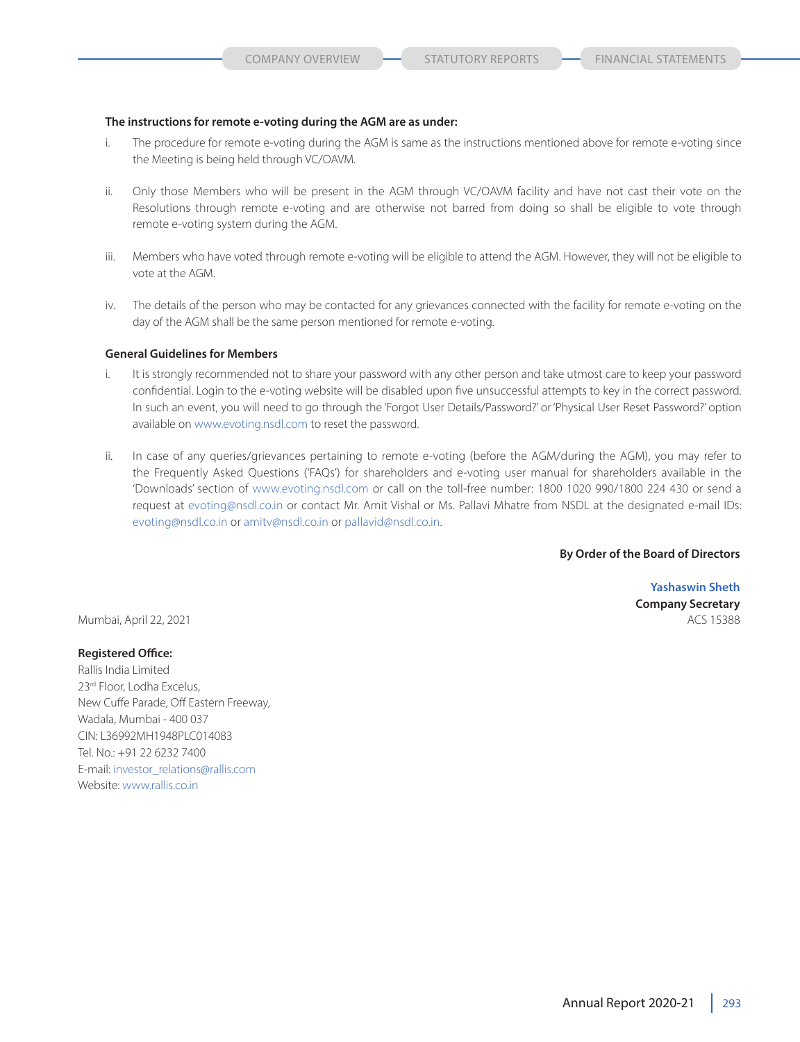**The instructions for remote e-voting during the AGM are as under:**

i. The procedure for remote e-voting during the AGM is same as the instructions mentioned above for remote e-voting since the Meeting is being held through VC/OAVM.

ii. Only those Members who will be present in the AGM through VC/OAVM facility and have not cast their vote on the Resolutions through remote e-voting and are otherwise not barred from doing so shall be eligible to vote through remote e-voting system during the AGM.

iii. Members who have voted through remote e-voting will be eligible to attend the AGM. However, they will not be eligible to vote at the AGM.

iv. The details of the person who may be contacted for any grievances connected with the facility for remote e-voting on the day of the AGM shall be the same person mentioned for remote e-voting.

**General Guidelines for Members**

i. It is strongly recommended not to share your password with any other person and take utmost care to keep your password confidential. Login to the e-voting website will be disabled upon five unsuccessful attempts to key in the correct password. In such an event, you will need to go through the 'Forgot User Details/Password?' or 'Physical User Reset Password?' option available on www.evoting.nsdl.com to reset the password.

ii. In case of any queries/grievances pertaining to remote e-voting (before the AGM/during the AGM), you may refer to the Frequently Asked Questions ('FAQs') for shareholders and e-voting user manual for shareholders available in the 'Downloads' section of www.evoting.nsdl.com or call on the toll-free number: 1800 1020 990/1800 224 430 or send a request at evoting@nsdl.co.in or contact Mr. Amit Vishal or Ms. Pallavi Mhatre from NSDL at the designated e-mail IDs: evoting@nsdl.co.in or amitv@nsdl.co.in or pallavid@nsdl.co.in.

**By Order of the Board of Directors**

**Yashaswin Sheth**
**Company Secretary**
ACS 15388

Mumbai, April 22, 2021

**Registered Office:**
Rallis India Limited
23rd Floor, Lodha Excelus,
New Cuffe Parade, Off Eastern Freeway,
Wadala, Mumbai - 400 037
CIN: L36992MH1948PLC014083
Tel. No.: +91 22 6232 7400
E-mail: investor_relations@rallis.com
Website: www.rallis.co.in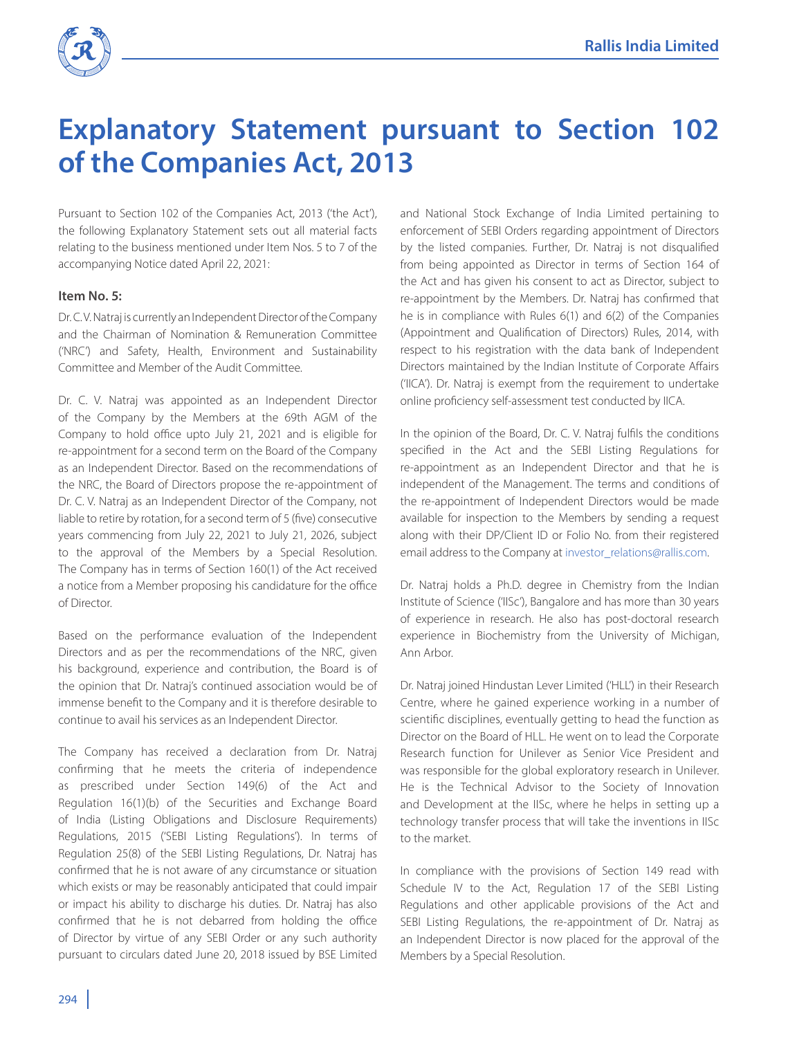# Explanatory Statement pursuant to Section 102 of the Companies Act, 2013

Pursuant to Section 102 of the Companies Act, 2013 ('the Act'), the following Explanatory Statement sets out all material facts relating to the business mentioned under Item Nos. 5 to 7 of the accompanying Notice dated April 22, 2021:

### Item No. 5:

Dr. C.V. Natraj is currently an Independent Director of the Company and the Chairman of Nomination & Remuneration Committee ('NRC') and Safety, Health, Environment and Sustainability Committee and Member of the Audit Committee.

Dr. C. V. Natraj was appointed as an Independent Director of the Company by the Members at the 69th AGM of the Company to hold office upto July 21, 2021 and is eligible for re-appointment for a second term on the Board of the Company as an Independent Director. Based on the recommendations of the NRC, the Board of Directors propose the re-appointment of Dr. C. V. Natraj as an Independent Director of the Company, not liable to retire by rotation, for a second term of 5 (five) consecutive years commencing from July 22, 2021 to July 21, 2026, subject to the approval of the Members by a Special Resolution. The Company has in terms of Section 160(1) of the Act received a notice from a Member proposing his candidature for the office of Director.

Based on the performance evaluation of the Independent Directors and as per the recommendations of the NRC, given his background, experience and contribution, the Board is of the opinion that Dr. Natraj's continued association would be of immense benefit to the Company and it is therefore desirable to continue to avail his services as an Independent Director.

The Company has received a declaration from Dr. Natraj confirming that he meets the criteria of independence as prescribed under Section 149(6) of the Act and Regulation 16(1)(b) of the Securities and Exchange Board of India (Listing Obligations and Disclosure Requirements) Regulations, 2015 ('SEBI Listing Regulations'). In terms of Regulation 25(8) of the SEBI Listing Regulations, Dr. Natraj has confirmed that he is not aware of any circumstance or situation which exists or may be reasonably anticipated that could impair or impact his ability to discharge his duties. Dr. Natraj has also confirmed that he is not debarred from holding the office of Director by virtue of any SEBI Order or any such authority pursuant to circulars dated June 20, 2018 issued by BSE Limited and National Stock Exchange of India Limited pertaining to enforcement of SEBI Orders regarding appointment of Directors by the listed companies. Further, Dr. Natraj is not disqualified from being appointed as Director in terms of Section 164 of the Act and has given his consent to act as Director, subject to re-appointment by the Members. Dr. Natraj has confirmed that he is in compliance with Rules 6(1) and 6(2) of the Companies (Appointment and Qualification of Directors) Rules, 2014, with respect to his registration with the data bank of Independent Directors maintained by the Indian Institute of Corporate Affairs ('IICA'). Dr. Natraj is exempt from the requirement to undertake online proficiency self-assessment test conducted by IICA.

In the opinion of the Board, Dr. C. V. Natraj fulfils the conditions specified in the Act and the SEBI Listing Regulations for re-appointment as an Independent Director and that he is independent of the Management. The terms and conditions of the re-appointment of Independent Directors would be made available for inspection to the Members by sending a request along with their DP/Client ID or Folio No. from their registered email address to the Company at investor_relations@rallis.com.

Dr. Natraj holds a Ph.D. degree in Chemistry from the Indian Institute of Science ('IISc'), Bangalore and has more than 30 years of experience in research. He also has post-doctoral research experience in Biochemistry from the University of Michigan, Ann Arbor.

Dr. Natraj joined Hindustan Lever Limited ('HLL') in their Research Centre, where he gained experience working in a number of scientific disciplines, eventually getting to head the function as Director on the Board of HLL. He went on to lead the Corporate Research function for Unilever as Senior Vice President and was responsible for the global exploratory research in Unilever. He is the Technical Advisor to the Society of Innovation and Development at the IISc, where he helps in setting up a technology transfer process that will take the inventions in IISc to the market.

In compliance with the provisions of Section 149 read with Schedule IV to the Act, Regulation 17 of the SEBI Listing Regulations and other applicable provisions of the Act and SEBI Listing Regulations, the re-appointment of Dr. Natraj as an Independent Director is now placed for the approval of the Members by a Special Resolution.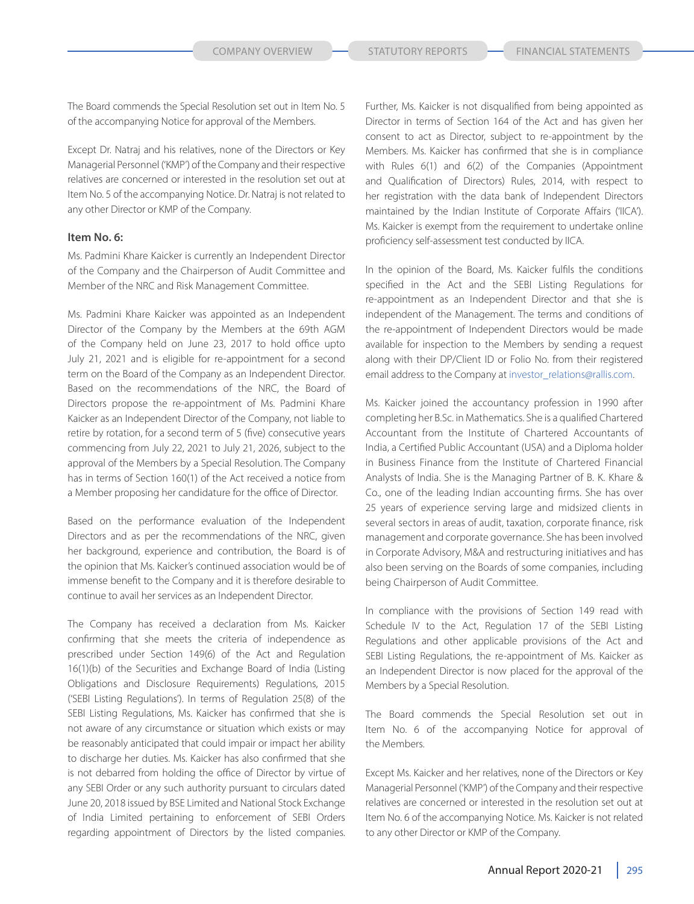The Board commends the Special Resolution set out in Item No. 5 of the accompanying Notice for approval of the Members.

Except Dr. Natraj and his relatives, none of the Directors or Key Managerial Personnel ('KMP') of the Company and their respective relatives are concerned or interested in the resolution set out at Item No. 5 of the accompanying Notice. Dr. Natraj is not related to any other Director or KMP of the Company.

**Item No. 6:**

Ms. Padmini Khare Kaicker is currently an Independent Director of the Company and the Chairperson of Audit Committee and Member of the NRC and Risk Management Committee.

Ms. Padmini Khare Kaicker was appointed as an Independent Director of the Company by the Members at the 69th AGM of the Company held on June 23, 2017 to hold office upto July 21, 2021 and is eligible for re-appointment for a second term on the Board of the Company as an Independent Director. Based on the recommendations of the NRC, the Board of Directors propose the re-appointment of Ms. Padmini Khare Kaicker as an Independent Director of the Company, not liable to retire by rotation, for a second term of 5 (five) consecutive years commencing from July 22, 2021 to July 21, 2026, subject to the approval of the Members by a Special Resolution. The Company has in terms of Section 160(1) of the Act received a notice from a Member proposing her candidature for the office of Director.

Based on the performance evaluation of the Independent Directors and as per the recommendations of the NRC, given her background, experience and contribution, the Board is of the opinion that Ms. Kaicker's continued association would be of immense benefit to the Company and it is therefore desirable to continue to avail her services as an Independent Director.

The Company has received a declaration from Ms. Kaicker confirming that she meets the criteria of independence as prescribed under Section 149(6) of the Act and Regulation 16(1)(b) of the Securities and Exchange Board of India (Listing Obligations and Disclosure Requirements) Regulations, 2015 ('SEBI Listing Regulations'). In terms of Regulation 25(8) of the SEBI Listing Regulations, Ms. Kaicker has confirmed that she is not aware of any circumstance or situation which exists or may be reasonably anticipated that could impair or impact her ability to discharge her duties. Ms. Kaicker has also confirmed that she is not debarred from holding the office of Director by virtue of any SEBI Order or any such authority pursuant to circulars dated June 20, 2018 issued by BSE Limited and National Stock Exchange of India Limited pertaining to enforcement of SEBI Orders regarding appointment of Directors by the listed companies. Further, Ms. Kaicker is not disqualified from being appointed as Director in terms of Section 164 of the Act and has given her consent to act as Director, subject to re-appointment by the Members. Ms. Kaicker has confirmed that she is in compliance with Rules 6(1) and 6(2) of the Companies (Appointment and Qualification of Directors) Rules, 2014, with respect to her registration with the data bank of Independent Directors maintained by the Indian Institute of Corporate Affairs ('IICA'). Ms. Kaicker is exempt from the requirement to undertake online proficiency self-assessment test conducted by IICA.

In the opinion of the Board, Ms. Kaicker fulfils the conditions specified in the Act and the SEBI Listing Regulations for re-appointment as an Independent Director and that she is independent of the Management. The terms and conditions of the re-appointment of Independent Directors would be made available for inspection to the Members by sending a request along with their DP/Client ID or Folio No. from their registered email address to the Company at investor_relations@rallis.com.

Ms. Kaicker joined the accountancy profession in 1990 after completing her B.Sc. in Mathematics. She is a qualified Chartered Accountant from the Institute of Chartered Accountants of India, a Certified Public Accountant (USA) and a Diploma holder in Business Finance from the Institute of Chartered Financial Analysts of India. She is the Managing Partner of B. K. Khare & Co., one of the leading Indian accounting firms. She has over 25 years of experience serving large and midsized clients in several sectors in areas of audit, taxation, corporate finance, risk management and corporate governance. She has been involved in Corporate Advisory, M&A and restructuring initiatives and has also been serving on the Boards of some companies, including being Chairperson of Audit Committee.

In compliance with the provisions of Section 149 read with Schedule IV to the Act, Regulation 17 of the SEBI Listing Regulations and other applicable provisions of the Act and SEBI Listing Regulations, the re-appointment of Ms. Kaicker as an Independent Director is now placed for the approval of the Members by a Special Resolution.

The Board commends the Special Resolution set out in Item No. 6 of the accompanying Notice for approval of the Members.

Except Ms. Kaicker and her relatives, none of the Directors or Key Managerial Personnel ('KMP') of the Company and their respective relatives are concerned or interested in the resolution set out at Item No. 6 of the accompanying Notice. Ms. Kaicker is not related to any other Director or KMP of the Company.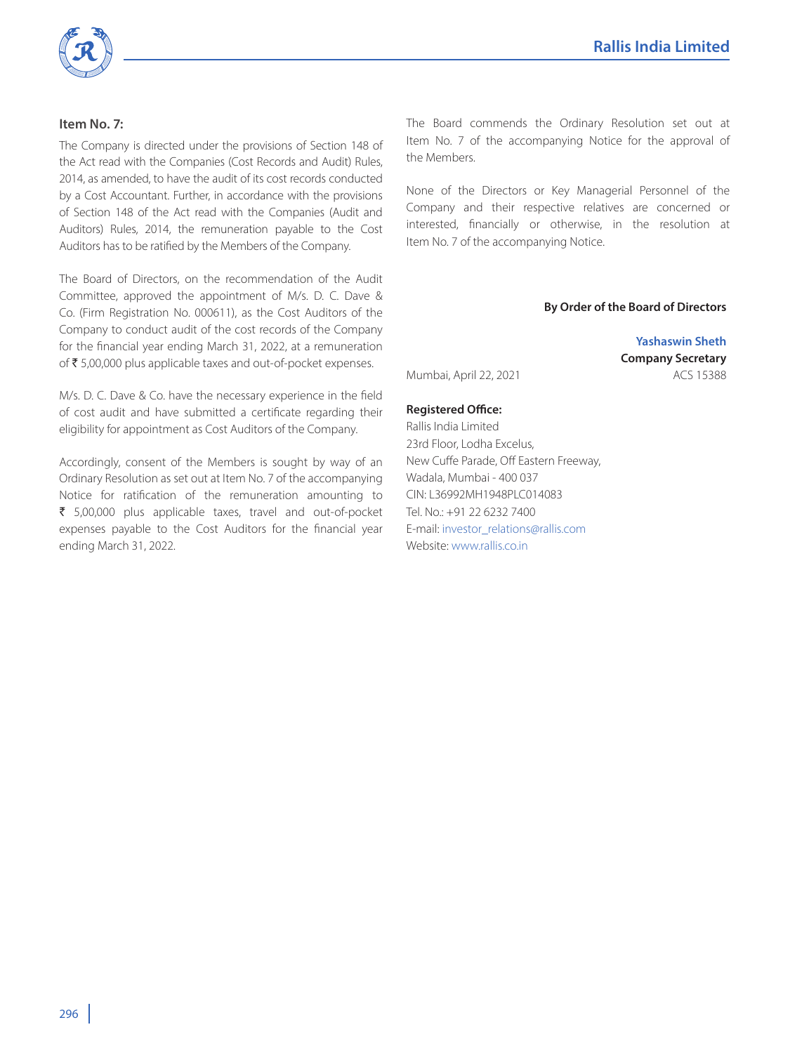**Item No. 7:**

The Company is directed under the provisions of Section 148 of the Act read with the Companies (Cost Records and Audit) Rules, 2014, as amended, to have the audit of its cost records conducted by a Cost Accountant. Further, in accordance with the provisions of Section 148 of the Act read with the Companies (Audit and Auditors) Rules, 2014, the remuneration payable to the Cost Auditors has to be ratified by the Members of the Company.

The Board of Directors, on the recommendation of the Audit Committee, approved the appointment of M/s. D. C. Dave & Co. (Firm Registration No. 000611), as the Cost Auditors of the Company to conduct audit of the cost records of the Company for the financial year ending March 31, 2022, at a remuneration of ₹ 5,00,000 plus applicable taxes and out-of-pocket expenses.

M/s. D. C. Dave & Co. have the necessary experience in the field of cost audit and have submitted a certificate regarding their eligibility for appointment as Cost Auditors of the Company.

Accordingly, consent of the Members is sought by way of an Ordinary Resolution as set out at Item No. 7 of the accompanying Notice for ratification of the remuneration amounting to ₹ 5,00,000 plus applicable taxes, travel and out-of-pocket expenses payable to the Cost Auditors for the financial year ending March 31, 2022.

The Board commends the Ordinary Resolution set out at Item No. 7 of the accompanying Notice for the approval of the Members.

None of the Directors or Key Managerial Personnel of the Company and their respective relatives are concerned or interested, financially or otherwise, in the resolution at Item No. 7 of the accompanying Notice.

**By Order of the Board of Directors**

**Yashaswin Sheth**
**Company Secretary**
ACS 15388

Mumbai, April 22, 2021

**Registered Office:**
Rallis India Limited
23rd Floor, Lodha Excelus,
New Cuffe Parade, Off Eastern Freeway,
Wadala, Mumbai - 400 037
CIN: L36992MH1948PLC014083
Tel. No.: +91 22 6232 7400
E-mail: investor_relations@rallis.com
Website: www.rallis.co.in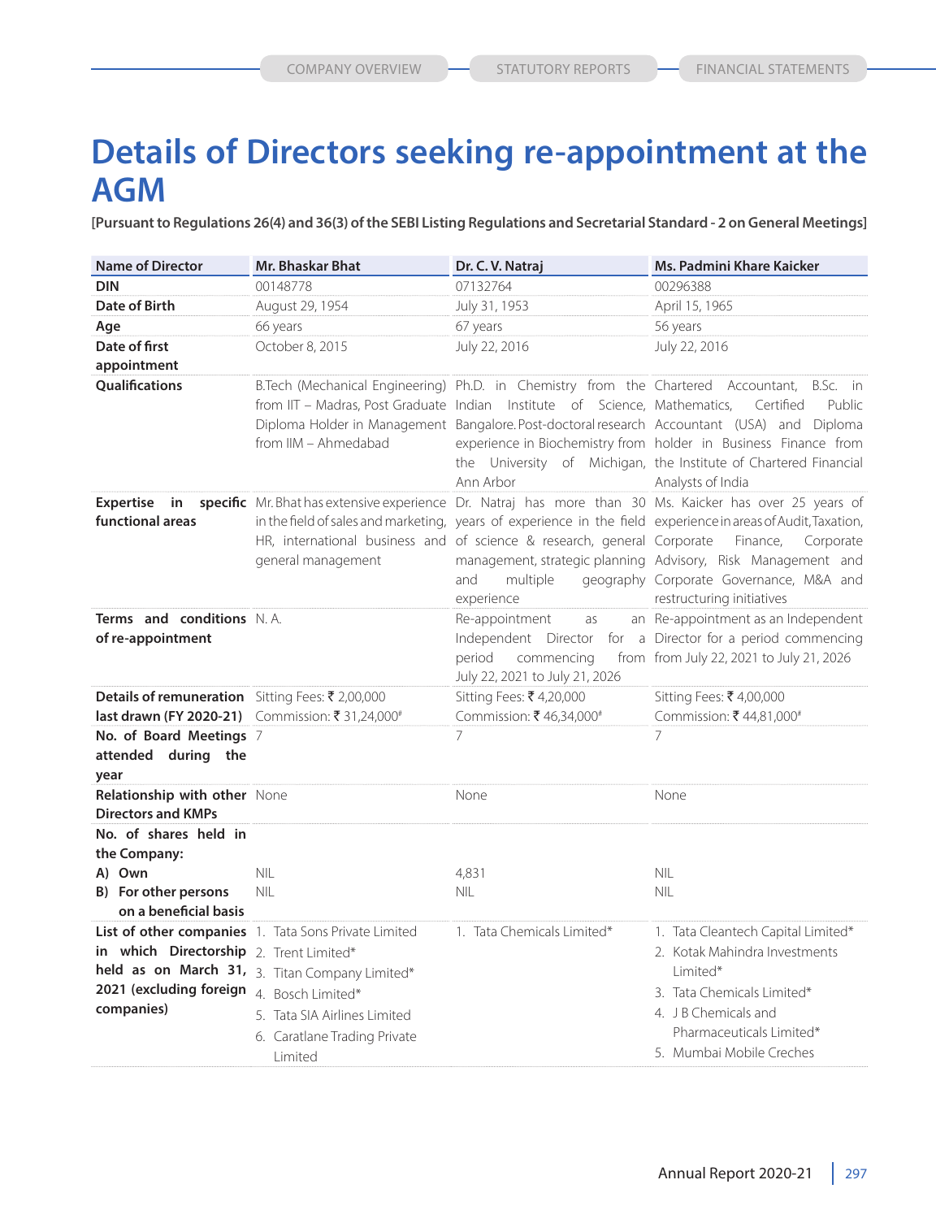# Details of Directors seeking re-appointment at the AGM

**[Pursuant to Regulations 26(4) and 36(3) of the SEBI Listing Regulations and Secretarial Standard - 2 on General Meetings]**

| Name of Director | Mr. Bhaskar Bhat | Dr. C. V. Natraj | Ms. Padmini Khare Kaicker |
|---|---|---|---|
| **DIN** | 00148778 | 07132764 | 00296388 |
| **Date of Birth** | August 29, 1954 | July 31, 1953 | April 15, 1965 |
| **Age** | 66 years | 67 years | 56 years |
| **Date of first appointment** | October 8, 2015 | July 22, 2016 | July 22, 2016 |
| **Qualifications** | B.Tech (Mechanical Engineering) from IIT – Madras, Post Graduate Diploma Holder in Management from IIM – Ahmedabad | Ph.D. in Chemistry from the Indian Institute of Science, Bangalore. Post-doctoral research experience in Biochemistry from the University of Michigan, Ann Arbor | Chartered Accountant, B.Sc. in Mathematics, Certified Public Accountant (USA) and Diploma holder in Business Finance from the Institute of Chartered Financial Analysts of India |
| **Expertise in specific functional areas** | Mr. Bhat has extensive experience in the field of sales and marketing, HR, international business and general management | Dr. Natraj has more than 30 years of experience in the field of science & research, general management, strategic planning and multiple geography experience | Ms. Kaicker has over 25 years of experience in areas of Audit, Taxation, Corporate Finance, Corporate Advisory, Risk Management and Corporate Governance, M&A and restructuring initiatives |
| **Terms and conditions of re-appointment** | N. A. | Re-appointment as an Independent Director for a period commencing from July 22, 2021 to July 21, 2026 | Re-appointment as an Independent Director for a period commencing from July 22, 2021 to July 21, 2026 |
| **Details of remuneration last drawn (FY 2020-21)** | Sitting Fees: ₹ 2,00,000<br>Commission: ₹ 31,24,000# | Sitting Fees: ₹ 4,20,000<br>Commission: ₹ 46,34,000# | Sitting Fees: ₹ 4,00,000<br>Commission: ₹ 44,81,000# |
| **No. of Board Meetings attended during the year** | 7 | 7 | 7 |
| **Relationship with other Directors and KMPs** | None | None | None |
| **No. of shares held in the Company:** | | | |
| **A) Own** | NIL | 4,831 | NIL |
| **B) For other persons on a beneficial basis** | NIL | NIL | NIL |
| **List of other companies in which Directorship held as on March 31, 2021 (excluding foreign companies)** | 1. Tata Sons Private Limited<br>2. Trent Limited*<br>3. Titan Company Limited*<br>4. Bosch Limited*<br>5. Tata SIA Airlines Limited<br>6. Caratlane Trading Private Limited | 1. Tata Chemicals Limited* | 1. Tata Cleantech Capital Limited*<br>2. Kotak Mahindra Investments Limited*<br>3. Tata Chemicals Limited*<br>4. J B Chemicals and Pharmaceuticals Limited*<br>5. Mumbai Mobile Creches |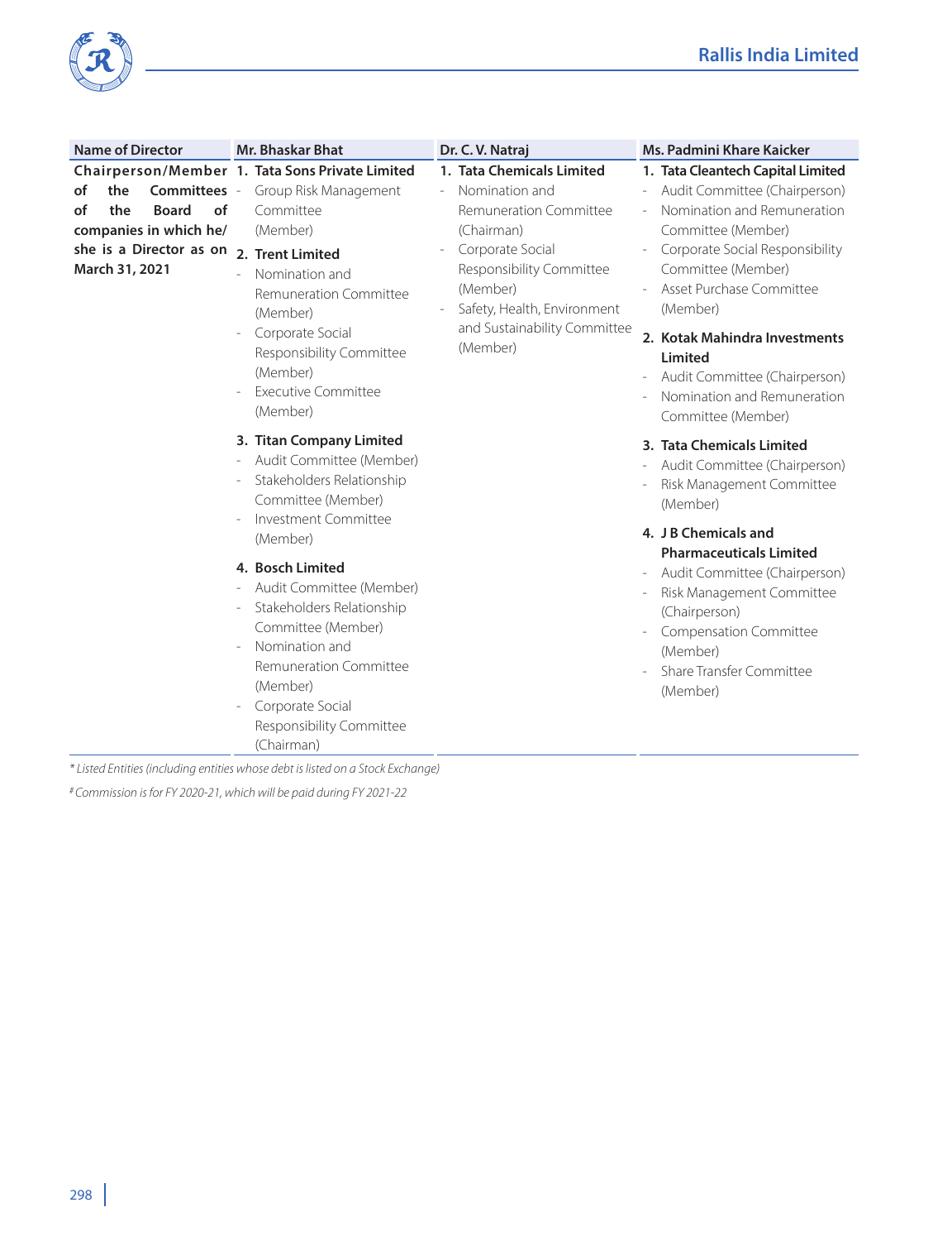| Name of Director | Mr. Bhaskar Bhat | Dr. C. V. Natraj | Ms. Padmini Khare Kaicker |
|---|---|---|---|
| **Chairperson/Member of the Committees of the Board of companies in which he/she is a Director as on March 31, 2021** | **1. Tata Sons Private Limited**<br>- Group Risk Management Committee (Member)<br>**2. Trent Limited**<br>- Nomination and Remuneration Committee (Member)<br>- Corporate Social Responsibility Committee (Member)<br>- Executive Committee (Member)<br>**3. Titan Company Limited**<br>- Audit Committee (Member)<br>- Stakeholders Relationship Committee (Member)<br>- Investment Committee (Member)<br>**4. Bosch Limited**<br>- Audit Committee (Member)<br>- Stakeholders Relationship Committee (Member)<br>- Nomination and Remuneration Committee (Member)<br>- Corporate Social Responsibility Committee (Chairman) | **1. Tata Chemicals Limited**<br>- Nomination and Remuneration Committee (Chairman)<br>- Corporate Social Responsibility Committee (Member)<br>- Safety, Health, Environment and Sustainability Committee (Member) | **1. Tata Cleantech Capital Limited**<br>- Audit Committee (Chairperson)<br>- Nomination and Remuneration Committee (Member)<br>- Corporate Social Responsibility Committee (Member)<br>- Asset Purchase Committee (Member)<br>**2. Kotak Mahindra Investments Limited**<br>- Audit Committee (Chairperson)<br>- Nomination and Remuneration Committee (Member)<br>**3. Tata Chemicals Limited**<br>- Audit Committee (Chairperson)<br>- Risk Management Committee (Member)<br>**4. J B Chemicals and Pharmaceuticals Limited**<br>- Audit Committee (Chairperson)<br>- Risk Management Committee (Chairperson)<br>- Compensation Committee (Member)<br>- Share Transfer Committee (Member) |

*\* Listed Entities (including entities whose debt is listed on a Stock Exchange)*

*# Commission is for FY 2020-21, which will be paid during FY 2021-22*